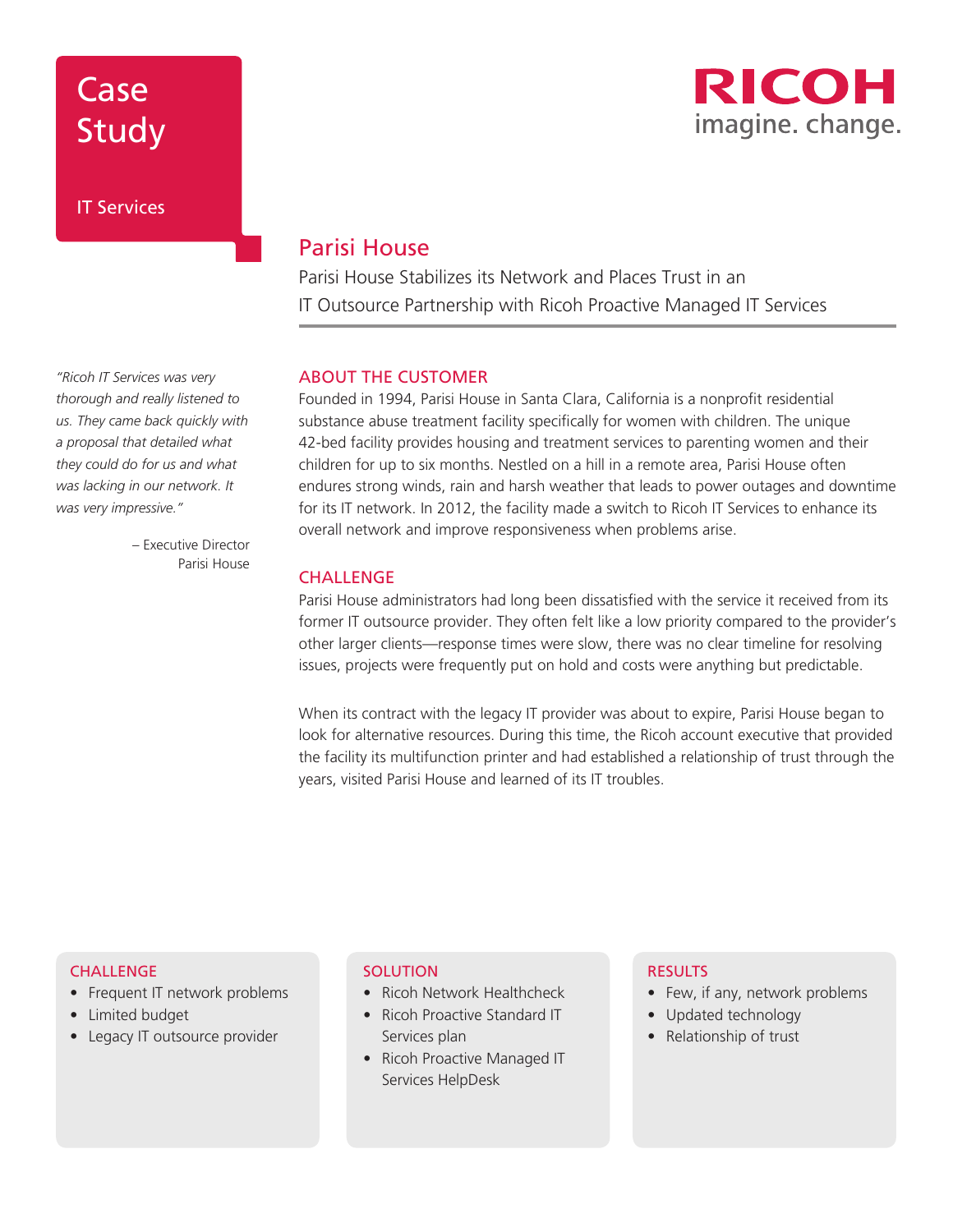# Case Study

IT Services

RICOH
imagine. change.

## Parisi House

Parisi House Stabilizes its Network and Places Trust in an IT Outsource Partnership with Ricoh Proactive Managed IT Services

*"Ricoh IT Services was very thorough and really listened to us. They came back quickly with a proposal that detailed what they could do for us and what was lacking in our network. It was very impressive."*

– Executive Director
Parisi House

### ABOUT THE CUSTOMER

Founded in 1994, Parisi House in Santa Clara, California is a nonprofit residential substance abuse treatment facility specifically for women with children. The unique 42-bed facility provides housing and treatment services to parenting women and their children for up to six months. Nestled on a hill in a remote area, Parisi House often endures strong winds, rain and harsh weather that leads to power outages and downtime for its IT network. In 2012, the facility made a switch to Ricoh IT Services to enhance its overall network and improve responsiveness when problems arise.

### CHALLENGE

Parisi House administrators had long been dissatisfied with the service it received from its former IT outsource provider. They often felt like a low priority compared to the provider's other larger clients—response times were slow, there was no clear timeline for resolving issues, projects were frequently put on hold and costs were anything but predictable.

When its contract with the legacy IT provider was about to expire, Parisi House began to look for alternative resources. During this time, the Ricoh account executive that provided the facility its multifunction printer and had established a relationship of trust through the years, visited Parisi House and learned of its IT troubles.

#### CHALLENGE

- Frequent IT network problems
- Limited budget
- Legacy IT outsource provider

#### SOLUTION

- Ricoh Network Healthcheck
- Ricoh Proactive Standard IT Services plan
- Ricoh Proactive Managed IT Services HelpDesk

#### RESULTS

- Few, if any, network problems
- Updated technology
- Relationship of trust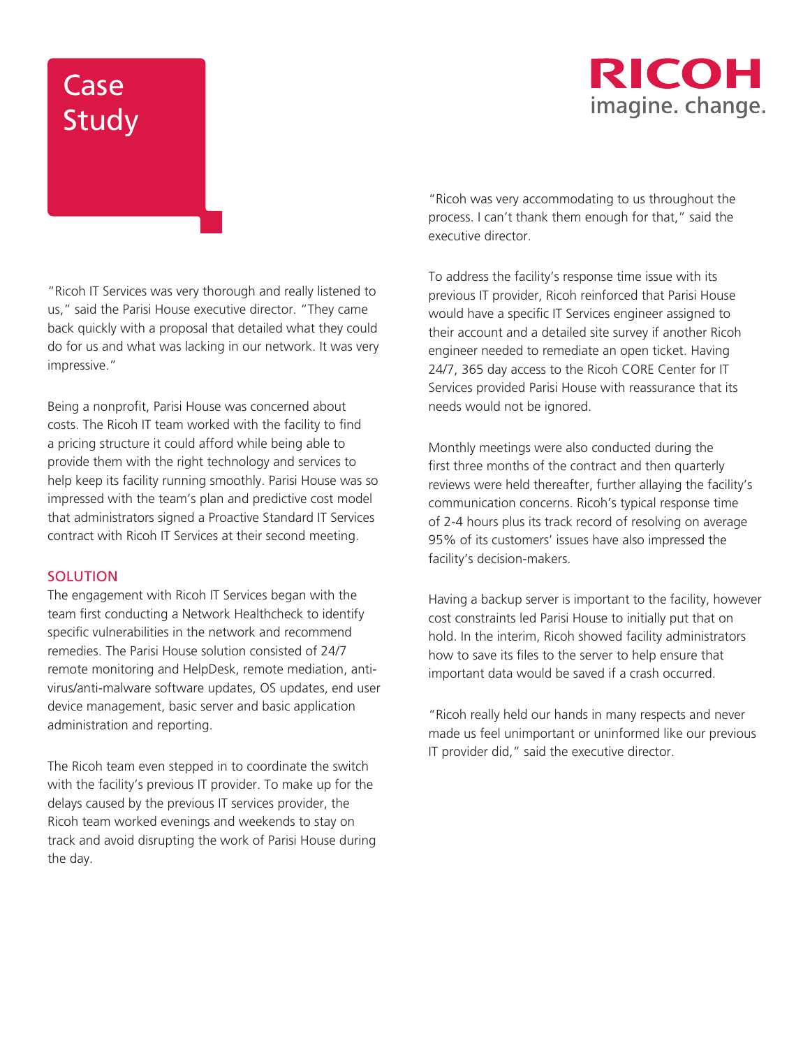"Ricoh IT Services was very thorough and really listened to us," said the Parisi House executive director. "They came back quickly with a proposal that detailed what they could do for us and what was lacking in our network. It was very impressive."

Being a nonprofit, Parisi House was concerned about costs. The Ricoh IT team worked with the facility to find a pricing structure it could afford while being able to provide them with the right technology and services to help keep its facility running smoothly. Parisi House was so impressed with the team's plan and predictive cost model that administrators signed a Proactive Standard IT Services contract with Ricoh IT Services at their second meeting.

## SOLUTION

The engagement with Ricoh IT Services began with the team first conducting a Network Healthcheck to identify specific vulnerabilities in the network and recommend remedies. The Parisi House solution consisted of 24/7 remote monitoring and HelpDesk, remote mediation, anti-virus/anti-malware software updates, OS updates, end user device management, basic server and basic application administration and reporting.

The Ricoh team even stepped in to coordinate the switch with the facility's previous IT provider. To make up for the delays caused by the previous IT services provider, the Ricoh team worked evenings and weekends to stay on track and avoid disrupting the work of Parisi House during the day.

"Ricoh was very accommodating to us throughout the process. I can't thank them enough for that," said the executive director.

To address the facility's response time issue with its previous IT provider, Ricoh reinforced that Parisi House would have a specific IT Services engineer assigned to their account and a detailed site survey if another Ricoh engineer needed to remediate an open ticket. Having 24/7, 365 day access to the Ricoh CORE Center for IT Services provided Parisi House with reassurance that its needs would not be ignored.

Monthly meetings were also conducted during the first three months of the contract and then quarterly reviews were held thereafter, further allaying the facility's communication concerns. Ricoh's typical response time of 2-4 hours plus its track record of resolving on average 95% of its customers' issues have also impressed the facility's decision-makers.

Having a backup server is important to the facility, however cost constraints led Parisi House to initially put that on hold. In the interim, Ricoh showed facility administrators how to save its files to the server to help ensure that important data would be saved if a crash occurred.

"Ricoh really held our hands in many respects and never made us feel unimportant or uninformed like our previous IT provider did," said the executive director.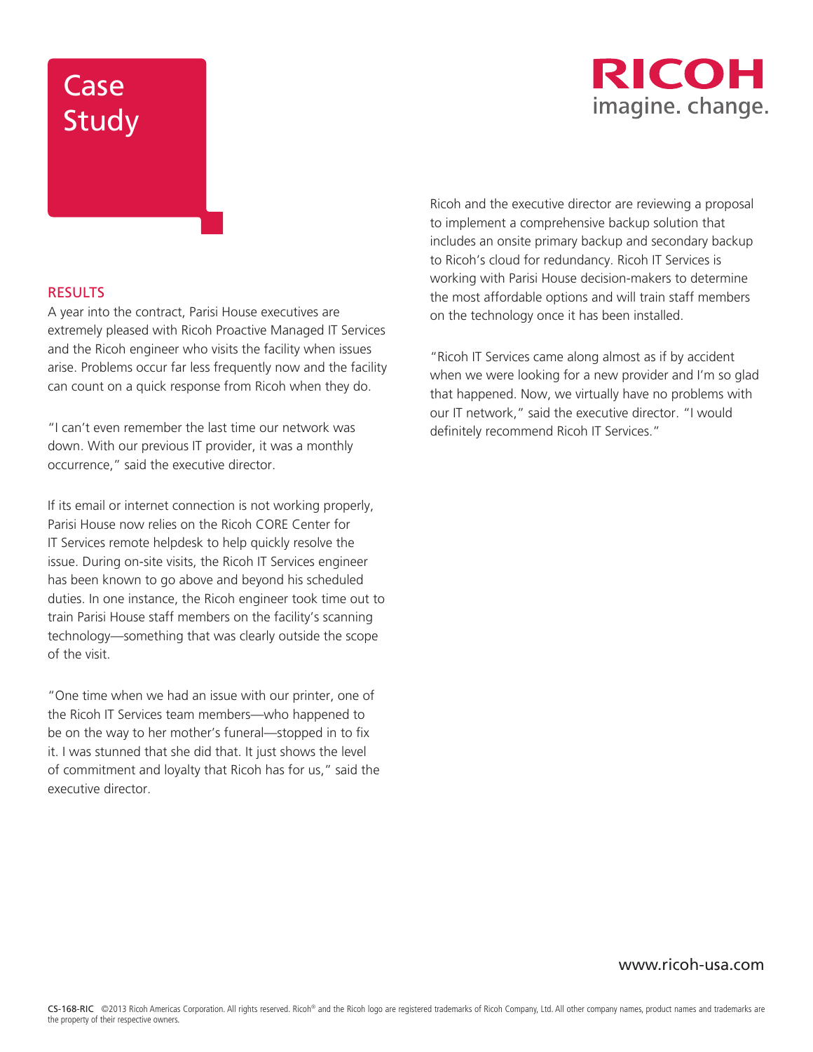# Case Study

RICOH
imagine. change.

## RESULTS

A year into the contract, Parisi House executives are extremely pleased with Ricoh Proactive Managed IT Services and the Ricoh engineer who visits the facility when issues arise. Problems occur far less frequently now and the facility can count on a quick response from Ricoh when they do.

"I can't even remember the last time our network was down. With our previous IT provider, it was a monthly occurrence," said the executive director.

If its email or internet connection is not working properly, Parisi House now relies on the Ricoh CORE Center for IT Services remote helpdesk to help quickly resolve the issue. During on-site visits, the Ricoh IT Services engineer has been known to go above and beyond his scheduled duties. In one instance, the Ricoh engineer took time out to train Parisi House staff members on the facility's scanning technology—something that was clearly outside the scope of the visit.

"One time when we had an issue with our printer, one of the Ricoh IT Services team members—who happened to be on the way to her mother's funeral—stopped in to fix it. I was stunned that she did that. It just shows the level of commitment and loyalty that Ricoh has for us," said the executive director.

Ricoh and the executive director are reviewing a proposal to implement a comprehensive backup solution that includes an onsite primary backup and secondary backup to Ricoh's cloud for redundancy. Ricoh IT Services is working with Parisi House decision-makers to determine the most affordable options and will train staff members on the technology once it has been installed.

"Ricoh IT Services came along almost as if by accident when we were looking for a new provider and I'm so glad that happened. Now, we virtually have no problems with our IT network," said the executive director. "I would definitely recommend Ricoh IT Services."

www.ricoh-usa.com

CS-168-RIC ©2013 Ricoh Americas Corporation. All rights reserved. Ricoh® and the Ricoh logo are registered trademarks of Ricoh Company, Ltd. All other company names, product names and trademarks are the property of their respective owners.